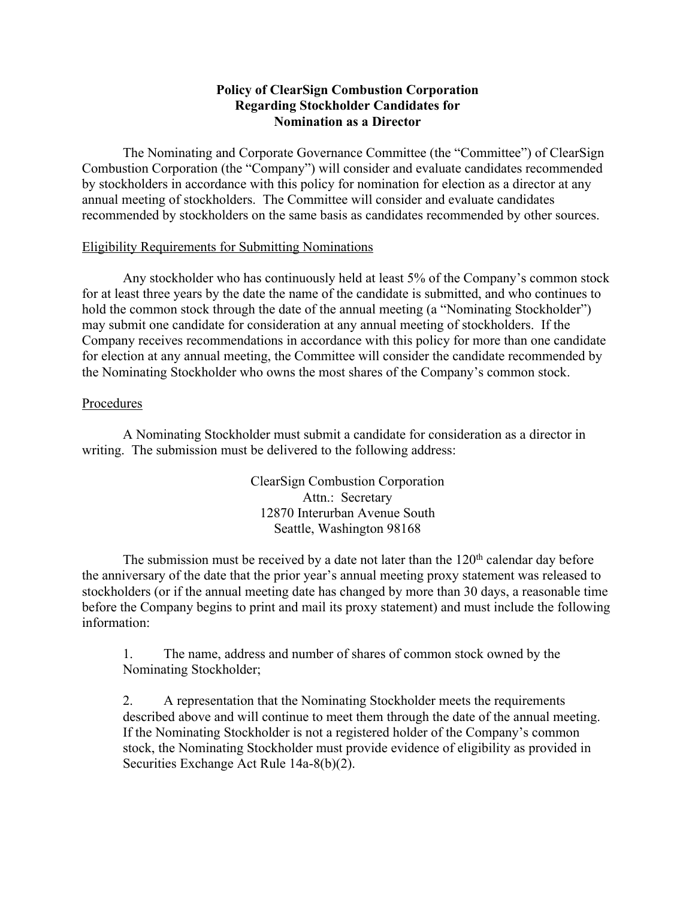# Policy of ClearSign Combustion Corporation Regarding Stockholder Candidates for Nomination as a Director

The Nominating and Corporate Governance Committee (the "Committee") of ClearSign Combustion Corporation (the "Company") will consider and evaluate candidates recommended by stockholders in accordance with this policy for nomination for election as a director at any annual meeting of stockholders. The Committee will consider and evaluate candidates recommended by stockholders on the same basis as candidates recommended by other sources.

## Eligibility Requirements for Submitting Nominations

Any stockholder who has continuously held at least 5% of the Company's common stock for at least three years by the date the name of the candidate is submitted, and who continues to hold the common stock through the date of the annual meeting (a "Nominating Stockholder") may submit one candidate for consideration at any annual meeting of stockholders. If the Company receives recommendations in accordance with this policy for more than one candidate for election at any annual meeting, the Committee will consider the candidate recommended by the Nominating Stockholder who owns the most shares of the Company's common stock.

## Procedures

A Nominating Stockholder must submit a candidate for consideration as a director in writing. The submission must be delivered to the following address:

ClearSign Combustion Corporation
Attn.: Secretary
12870 Interurban Avenue South
Seattle, Washington 98168

The submission must be received by a date not later than the 120th calendar day before the anniversary of the date that the prior year's annual meeting proxy statement was released to stockholders (or if the annual meeting date has changed by more than 30 days, a reasonable time before the Company begins to print and mail its proxy statement) and must include the following information:

1. The name, address and number of shares of common stock owned by the Nominating Stockholder;

2. A representation that the Nominating Stockholder meets the requirements described above and will continue to meet them through the date of the annual meeting. If the Nominating Stockholder is not a registered holder of the Company's common stock, the Nominating Stockholder must provide evidence of eligibility as provided in Securities Exchange Act Rule 14a-8(b)(2).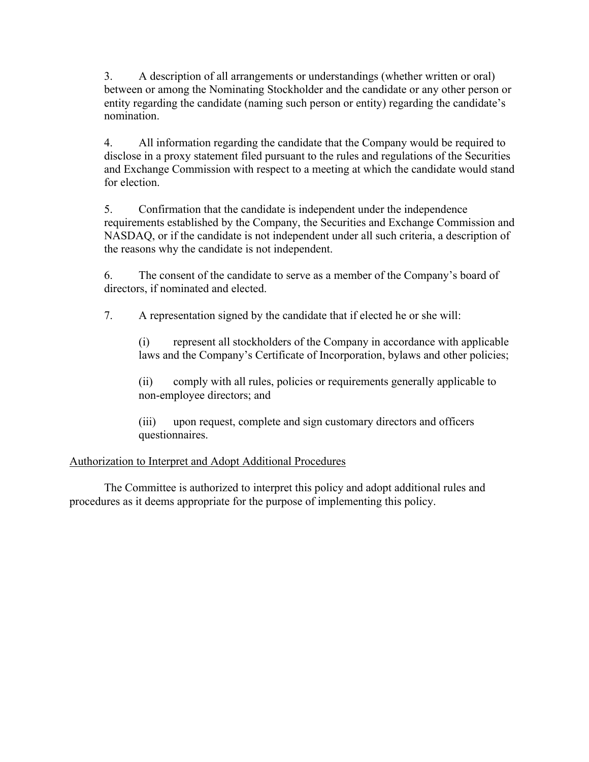3. A description of all arrangements or understandings (whether written or oral) between or among the Nominating Stockholder and the candidate or any other person or entity regarding the candidate (naming such person or entity) regarding the candidate's nomination.

4. All information regarding the candidate that the Company would be required to disclose in a proxy statement filed pursuant to the rules and regulations of the Securities and Exchange Commission with respect to a meeting at which the candidate would stand for election.

5. Confirmation that the candidate is independent under the independence requirements established by the Company, the Securities and Exchange Commission and NASDAQ, or if the candidate is not independent under all such criteria, a description of the reasons why the candidate is not independent.

6. The consent of the candidate to serve as a member of the Company's board of directors, if nominated and elected.

7. A representation signed by the candidate that if elected he or she will:

   (i) represent all stockholders of the Company in accordance with applicable laws and the Company's Certificate of Incorporation, bylaws and other policies;

   (ii) comply with all rules, policies or requirements generally applicable to non-employee directors; and

   (iii) upon request, complete and sign customary directors and officers questionnaires.

<u>Authorization to Interpret and Adopt Additional Procedures</u>

The Committee is authorized to interpret this policy and adopt additional rules and procedures as it deems appropriate for the purpose of implementing this policy.